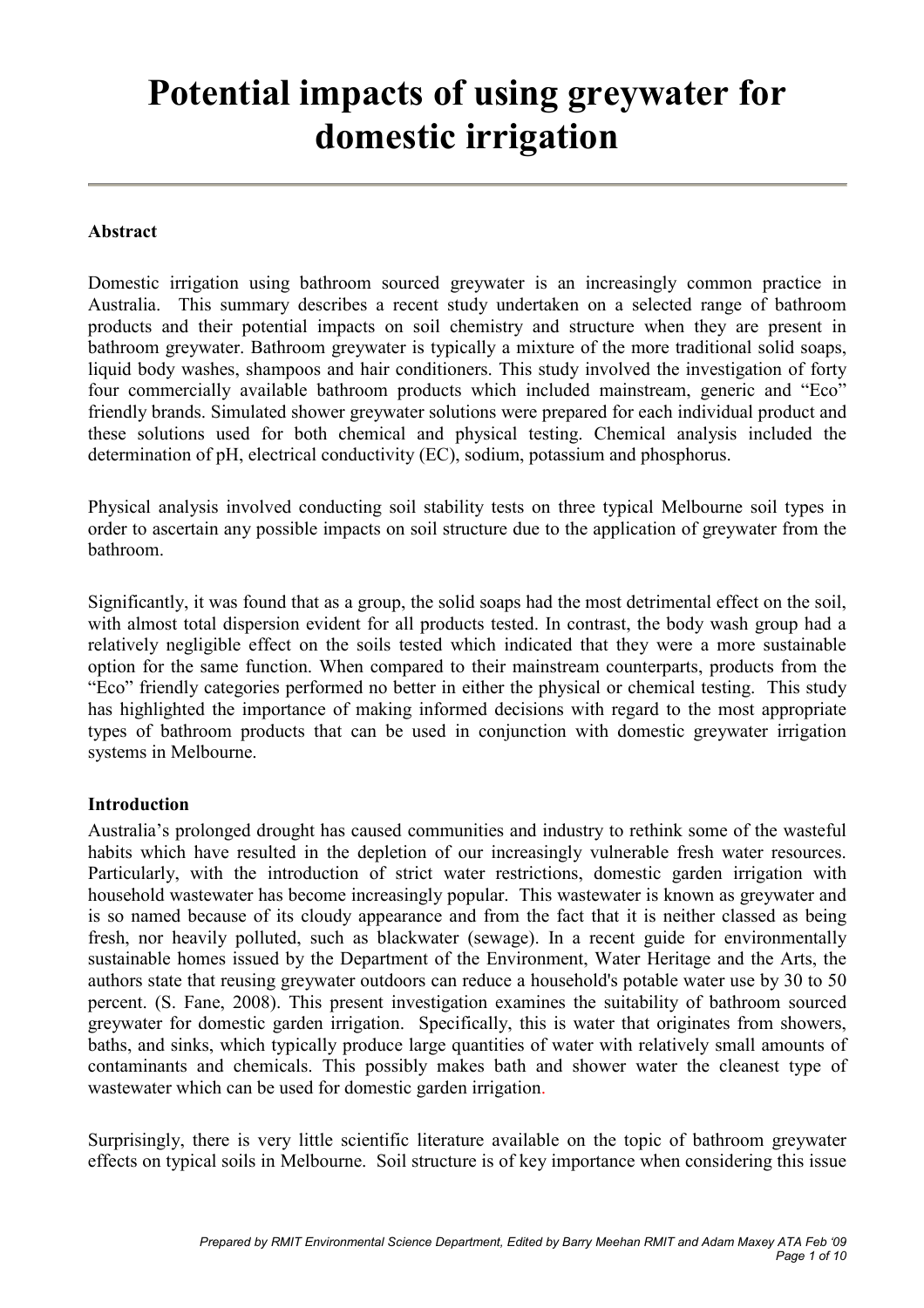# Potential impacts of using greywater for domestic irrigation

**Abstract**

Domestic irrigation using bathroom sourced greywater is an increasingly common practice in Australia. This summary describes a recent study undertaken on a selected range of bathroom products and their potential impacts on soil chemistry and structure when they are present in bathroom greywater. Bathroom greywater is typically a mixture of the more traditional solid soaps, liquid body washes, shampoos and hair conditioners. This study involved the investigation of forty four commercially available bathroom products which included mainstream, generic and "Eco" friendly brands. Simulated shower greywater solutions were prepared for each individual product and these solutions used for both chemical and physical testing. Chemical analysis included the determination of pH, electrical conductivity (EC), sodium, potassium and phosphorus.

Physical analysis involved conducting soil stability tests on three typical Melbourne soil types in order to ascertain any possible impacts on soil structure due to the application of greywater from the bathroom.

Significantly, it was found that as a group, the solid soaps had the most detrimental effect on the soil, with almost total dispersion evident for all products tested. In contrast, the body wash group had a relatively negligible effect on the soils tested which indicated that they were a more sustainable option for the same function. When compared to their mainstream counterparts, products from the "Eco" friendly categories performed no better in either the physical or chemical testing. This study has highlighted the importance of making informed decisions with regard to the most appropriate types of bathroom products that can be used in conjunction with domestic greywater irrigation systems in Melbourne.

**Introduction**

Australia's prolonged drought has caused communities and industry to rethink some of the wasteful habits which have resulted in the depletion of our increasingly vulnerable fresh water resources. Particularly, with the introduction of strict water restrictions, domestic garden irrigation with household wastewater has become increasingly popular. This wastewater is known as greywater and is so named because of its cloudy appearance and from the fact that it is neither classed as being fresh, nor heavily polluted, such as blackwater (sewage). In a recent guide for environmentally sustainable homes issued by the Department of the Environment, Water Heritage and the Arts, the authors state that reusing greywater outdoors can reduce a household's potable water use by 30 to 50 percent. (S. Fane, 2008). This present investigation examines the suitability of bathroom sourced greywater for domestic garden irrigation. Specifically, this is water that originates from showers, baths, and sinks, which typically produce large quantities of water with relatively small amounts of contaminants and chemicals. This possibly makes bath and shower water the cleanest type of wastewater which can be used for domestic garden irrigation.

Surprisingly, there is very little scientific literature available on the topic of bathroom greywater effects on typical soils in Melbourne. Soil structure is of key importance when considering this issue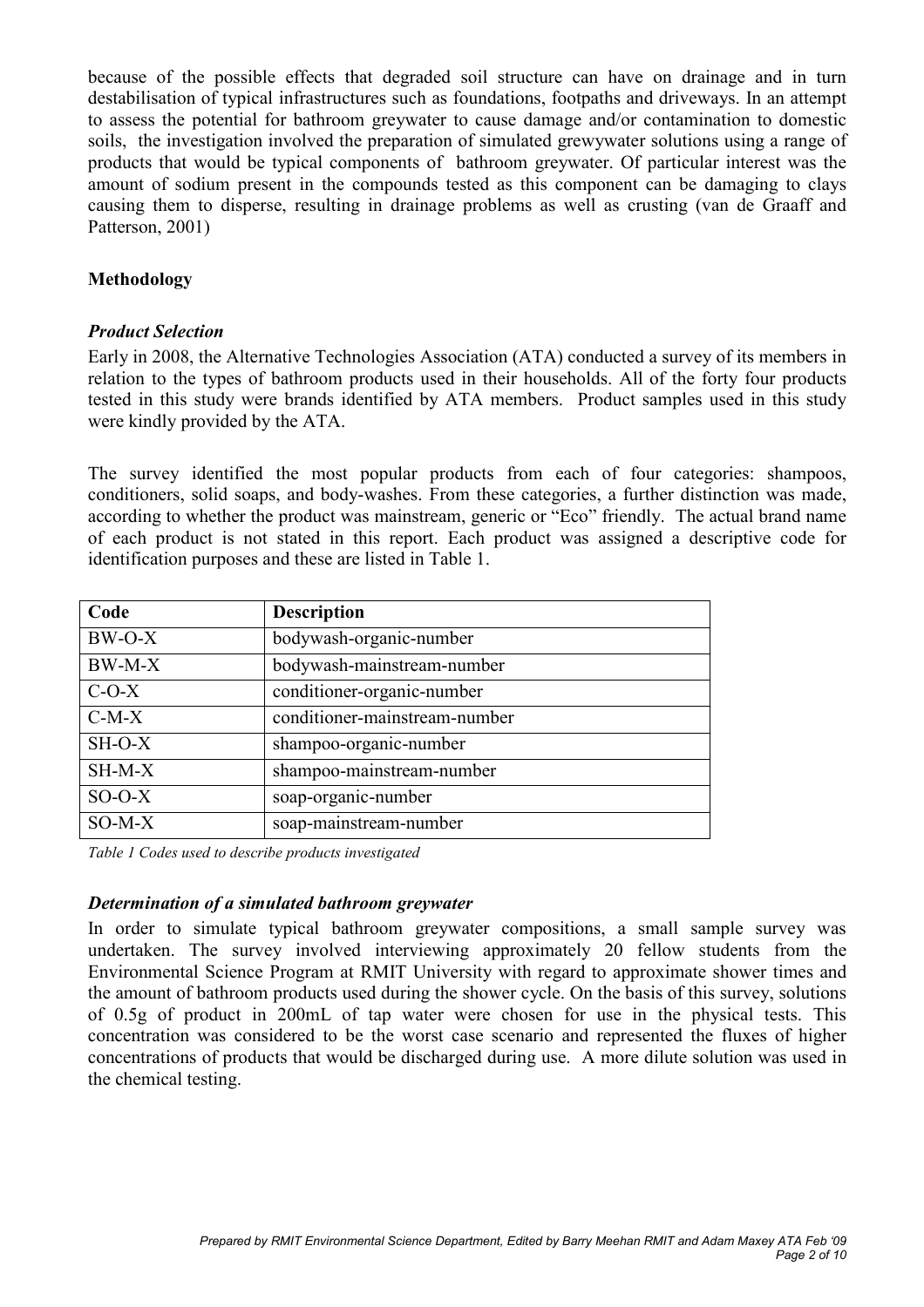because of the possible effects that degraded soil structure can have on drainage and in turn destabilisation of typical infrastructures such as foundations, footpaths and driveways. In an attempt to assess the potential for bathroom greywater to cause damage and/or contamination to domestic soils, the investigation involved the preparation of simulated grewywater solutions using a range of products that would be typical components of bathroom greywater. Of particular interest was the amount of sodium present in the compounds tested as this component can be damaging to clays causing them to disperse, resulting in drainage problems as well as crusting (van de Graaff and Patterson, 2001)

## Methodology

### *Product Selection*

Early in 2008, the Alternative Technologies Association (ATA) conducted a survey of its members in relation to the types of bathroom products used in their households. All of the forty four products tested in this study were brands identified by ATA members. Product samples used in this study were kindly provided by the ATA.

The survey identified the most popular products from each of four categories: shampoos, conditioners, solid soaps, and body-washes. From these categories, a further distinction was made, according to whether the product was mainstream, generic or "Eco" friendly. The actual brand name of each product is not stated in this report. Each product was assigned a descriptive code for identification purposes and these are listed in Table 1.

| Code | Description |
|---|---|
| BW-O-X | bodywash-organic-number |
| BW-M-X | bodywash-mainstream-number |
| C-O-X | conditioner-organic-number |
| C-M-X | conditioner-mainstream-number |
| SH-O-X | shampoo-organic-number |
| SH-M-X | shampoo-mainstream-number |
| SO-O-X | soap-organic-number |
| SO-M-X | soap-mainstream-number |

*Table 1 Codes used to describe products investigated*

### *Determination of a simulated bathroom greywater*

In order to simulate typical bathroom greywater compositions, a small sample survey was undertaken. The survey involved interviewing approximately 20 fellow students from the Environmental Science Program at RMIT University with regard to approximate shower times and the amount of bathroom products used during the shower cycle. On the basis of this survey, solutions of 0.5g of product in 200mL of tap water were chosen for use in the physical tests. This concentration was considered to be the worst case scenario and represented the fluxes of higher concentrations of products that would be discharged during use. A more dilute solution was used in the chemical testing.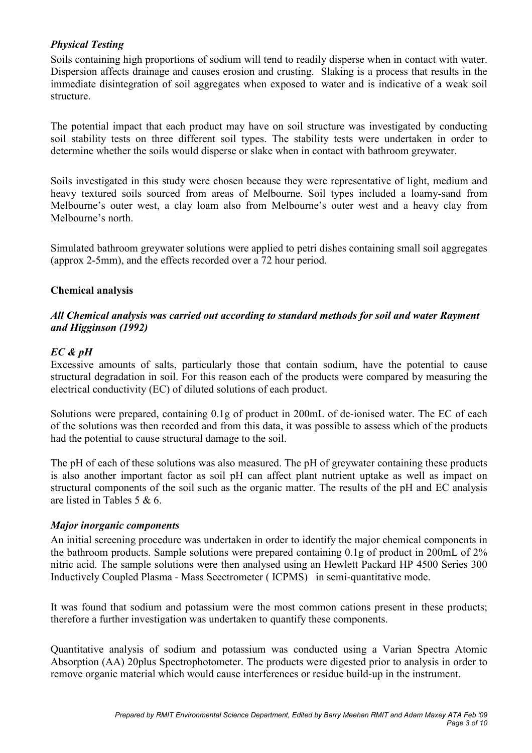### *Physical Testing*

Soils containing high proportions of sodium will tend to readily disperse when in contact with water. Dispersion affects drainage and causes erosion and crusting. Slaking is a process that results in the immediate disintegration of soil aggregates when exposed to water and is indicative of a weak soil structure.

The potential impact that each product may have on soil structure was investigated by conducting soil stability tests on three different soil types. The stability tests were undertaken in order to determine whether the soils would disperse or slake when in contact with bathroom greywater.

Soils investigated in this study were chosen because they were representative of light, medium and heavy textured soils sourced from areas of Melbourne. Soil types included a loamy-sand from Melbourne's outer west, a clay loam also from Melbourne's outer west and a heavy clay from Melbourne's north.

Simulated bathroom greywater solutions were applied to petri dishes containing small soil aggregates (approx 2-5mm), and the effects recorded over a 72 hour period.

## Chemical analysis

***All Chemical analysis was carried out according to standard methods for soil and water Rayment and Higginson (1992)***

### *EC & pH*

Excessive amounts of salts, particularly those that contain sodium, have the potential to cause structural degradation in soil. For this reason each of the products were compared by measuring the electrical conductivity (EC) of diluted solutions of each product.

Solutions were prepared, containing 0.1g of product in 200mL of de-ionised water. The EC of each of the solutions was then recorded and from this data, it was possible to assess which of the products had the potential to cause structural damage to the soil.

The pH of each of these solutions was also measured. The pH of greywater containing these products is also another important factor as soil pH can affect plant nutrient uptake as well as impact on structural components of the soil such as the organic matter. The results of the pH and EC analysis are listed in Tables 5 & 6.

### *Major inorganic components*

An initial screening procedure was undertaken in order to identify the major chemical components in the bathroom products. Sample solutions were prepared containing 0.1g of product in 200mL of 2% nitric acid. The sample solutions were then analysed using an Hewlett Packard HP 4500 Series 300 Inductively Coupled Plasma - Mass Seectrometer ( ICPMS) in semi-quantitative mode.

It was found that sodium and potassium were the most common cations present in these products; therefore a further investigation was undertaken to quantify these components.

Quantitative analysis of sodium and potassium was conducted using a Varian Spectra Atomic Absorption (AA) 20plus Spectrophotometer. The products were digested prior to analysis in order to remove organic material which would cause interferences or residue build-up in the instrument.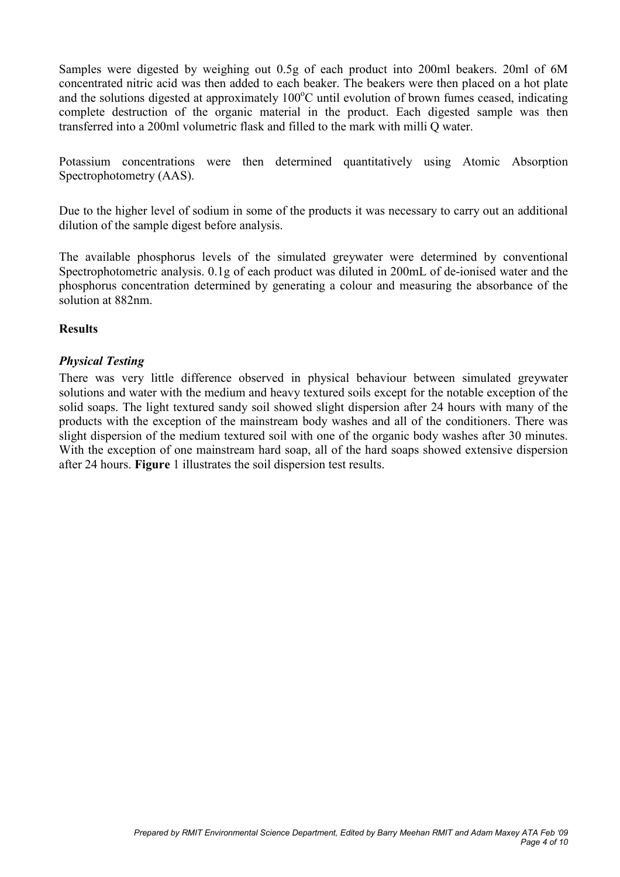Samples were digested by weighing out 0.5g of each product into 200ml beakers. 20ml of 6M concentrated nitric acid was then added to each beaker. The beakers were then placed on a hot plate and the solutions digested at approximately 100$^o$C until evolution of brown fumes ceased, indicating complete destruction of the organic material in the product. Each digested sample was then transferred into a 200ml volumetric flask and filled to the mark with milli Q water.

Potassium concentrations were then determined quantitatively using Atomic Absorption Spectrophotometry (AAS).

Due to the higher level of sodium in some of the products it was necessary to carry out an additional dilution of the sample digest before analysis.

The available phosphorus levels of the simulated greywater were determined by conventional Spectrophotometric analysis. 0.1g of each product was diluted in 200mL of de-ionised water and the phosphorus concentration determined by generating a colour and measuring the absorbance of the solution at 882nm.

## Results

### *Physical Testing*

There was very little difference observed in physical behaviour between simulated greywater solutions and water with the medium and heavy textured soils except for the notable exception of the solid soaps. The light textured sandy soil showed slight dispersion after 24 hours with many of the products with the exception of the mainstream body washes and all of the conditioners. There was slight dispersion of the medium textured soil with one of the organic body washes after 30 minutes. With the exception of one mainstream hard soap, all of the hard soaps showed extensive dispersion after 24 hours. **Figure** 1 illustrates the soil dispersion test results.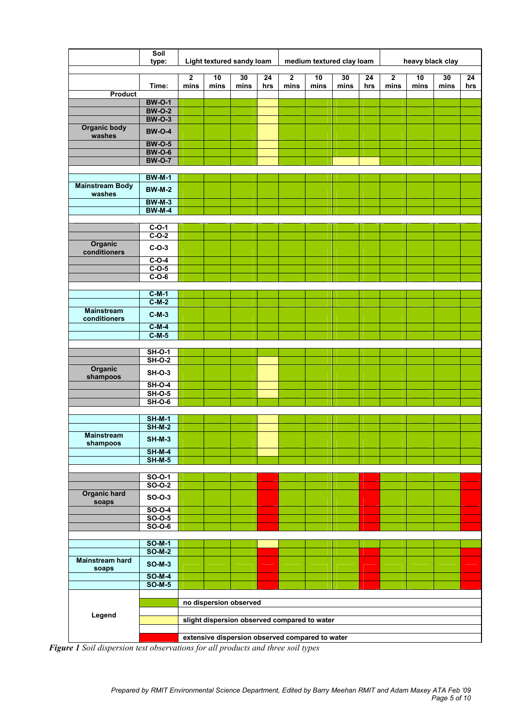| | Soil type: | Light textured sandy loam | | | | medium textured clay loam | | | | heavy black clay | | | |
|---|---|---|---|---|---|---|---|---|---|---|---|---|---|
| | Time: | 2 mins | 10 mins | 30 mins | 24 hrs | 2 mins | 10 mins | 30 mins | 24 hrs | 2 mins | 10 mins | 30 mins | 24 hrs |
| **Product** | | | | | | | | | | | | | |
| Organic body washes | BW-O-1 | None | None | None | Slight | None | None | None | None | None | None | None | None |
| | BW-O-2 | None | None | None | Slight | None | None | None | None | None | None | None | None |
| | BW-O-3 | None | None | None | Slight | None | None | None | None | None | None | None | None |
| | BW-O-4 | None | None | None | Slight | None | None | None | None | None | None | None | None |
| | BW-O-5 | None | None | None | Slight | None | None | None | None | None | None | None | None |
| | BW-O-6 | None | None | None | Slight | None | None | None | None | None | None | None | None |
| | BW-O-7 | None | None | None | Slight | None | None | Slight | Slight | None | None | None | None |
| Mainstream Body washes | BW-M-1 | None | None | None | None | None | None | None | None | None | None | None | None |
| | BW-M-2 | None | None | None | None | None | None | None | None | None | None | None | None |
| | BW-M-3 | None | None | None | None | None | None | None | None | None | None | None | None |
| | BW-M-4 | None | None | None | None | None | None | None | None | None | None | None | None |
| Organic conditioners | C-O-1 | None | None | None | None | None | None | None | None | None | None | None | None |
| | C-O-2 | None | None | None | None | None | None | None | None | None | None | None | None |
| | C-O-3 | None | None | None | None | None | None | None | None | None | None | None | None |
| | C-O-4 | None | None | None | None | None | None | None | None | None | None | None | None |
| | C-O-5 | None | None | None | None | None | None | None | None | None | None | None | None |
| | C-O-6 | None | None | None | None | None | None | None | None | None | None | None | None |
| Mainstream conditioners | C-M-1 | None | None | None | None | None | None | None | None | None | None | None | None |
| | C-M-2 | None | None | None | None | None | None | None | None | None | None | None | None |
| | C-M-3 | None | None | None | None | None | None | None | None | None | None | None | None |
| | C-M-4 | None | None | None | None | None | None | None | None | None | None | None | None |
| | C-M-5 | None | None | None | None | None | None | None | None | None | None | None | None |
| Organic shampoos | SH-O-1 | None | None | None | None | None | None | None | None | None | None | None | None |
| | SH-O-2 | None | None | None | Slight | None | None | None | None | None | None | None | None |
| | SH-O-3 | None | None | None | Slight | None | None | None | None | None | None | None | None |
| | SH-O-4 | None | None | None | Slight | None | None | None | None | None | None | None | None |
| | SH-O-5 | None | None | None | Slight | None | None | None | None | None | None | None | None |
| | SH-O-6 | None | None | None | None | None | None | None | None | None | None | None | None |
| Mainstream shampoos | SH-M-1 | None | None | None | Slight | None | None | None | None | None | None | None | None |
| | SH-M-2 | None | None | None | Slight | None | None | None | None | None | None | None | None |
| | SH-M-3 | None | None | None | Slight | None | None | None | None | None | None | None | None |
| | SH-M-4 | None | None | None | Slight | None | None | None | None | None | None | None | None |
| | SH-M-5 | None | None | None | None | None | None | None | None | None | None | None | None |
| Organic hard soaps | SO-O-1 | None | None | None | Extensive | None | None | None | Extensive | None | None | None | Extensive |
| | SO-O-2 | None | None | None | Extensive | None | None | None | Extensive | None | None | None | Extensive |
| | SO-O-3 | None | None | None | Extensive | None | None | None | Extensive | None | None | None | Extensive |
| | SO-O-4 | None | None | None | Extensive | None | None | None | Extensive | None | None | None | Extensive |
| | SO-O-5 | None | None | None | Extensive | None | None | None | Extensive | None | None | None | Extensive |
| | SO-O-6 | None | None | None | Extensive | None | None | None | Extensive | None | None | None | Extensive |
| Mainstream hard soaps | SO-M-1 | None | None | None | Slight | None | None | None | None | None | None | None | None |
| | SO-M-2 | None | None | None | Extensive | None | None | None | Extensive | None | None | None | Extensive |
| | SO-M-3 | None | None | None | Extensive | None | None | None | Extensive | None | None | None | Extensive |
| | SO-M-4 | None | None | None | Extensive | None | None | None | Extensive | None | None | None | Extensive |
| | SO-M-5 | None | None | None | Extensive | None | None | None | Extensive | None | None | None | Extensive |

**Legend**

| Colour | Meaning |
|---|---|
| Green (None) | no dispersion observed |
| Yellow (Slight) | slight dispersion observed compared to water |
| Red (Extensive) | extensive dispersion observed compared to water |

***Figure 1*** *Soil dispersion test observations for all products and three soil types*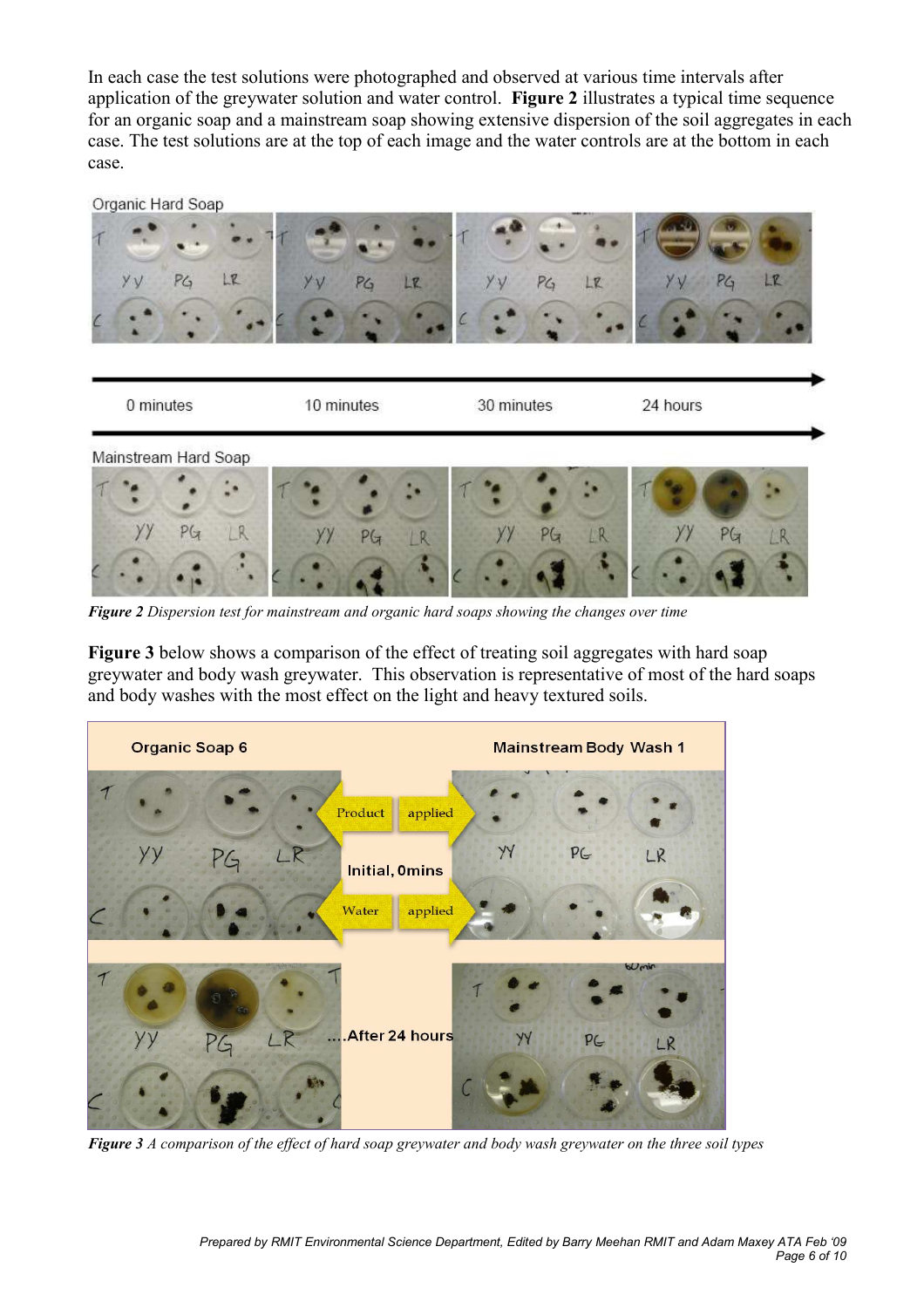In each case the test solutions were photographed and observed at various time intervals after application of the greywater solution and water control. **Figure 2** illustrates a typical time sequence for an organic soap and a mainstream soap showing extensive dispersion of the soil aggregates in each case. The test solutions are at the top of each image and the water controls are at the bottom in each case.

***Figure 2** Dispersion test for mainstream and organic hard soaps showing the changes over time*

**Figure 3** below shows a comparison of the effect of treating soil aggregates with hard soap greywater and body wash greywater. This observation is representative of most of the hard soaps and body washes with the most effect on the light and heavy textured soils.

***Figure 3** A comparison of the effect of hard soap greywater and body wash greywater on the three soil types*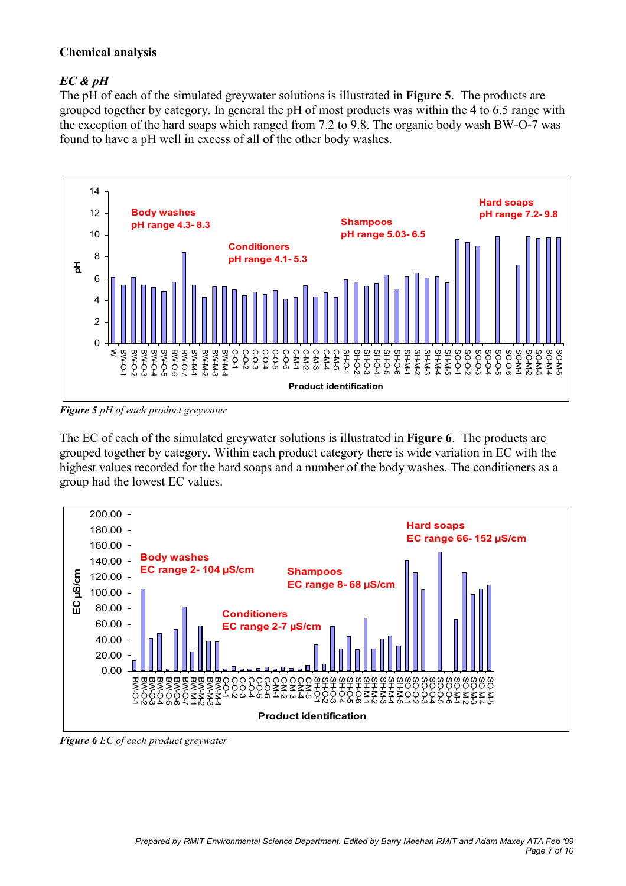## Chemical analysis

### *EC & pH*

The pH of each of the simulated greywater solutions is illustrated in **Figure 5**. The products are grouped together by category. In general the pH of most products was within the 4 to 6.5 range with the exception of the hard soaps which ranged from 7.2 to 9.8. The organic body wash BW-O-7 was found to have a pH well in excess of all of the other body washes.

***Figure 5*** *pH of each product greywater*

The EC of each of the simulated greywater solutions is illustrated in **Figure 6**. The products are grouped together by category. Within each product category there is wide variation in EC with the highest values recorded for the hard soaps and a number of the body washes. The conditioners as a group had the lowest EC values.

***Figure 6*** *EC of each product greywater*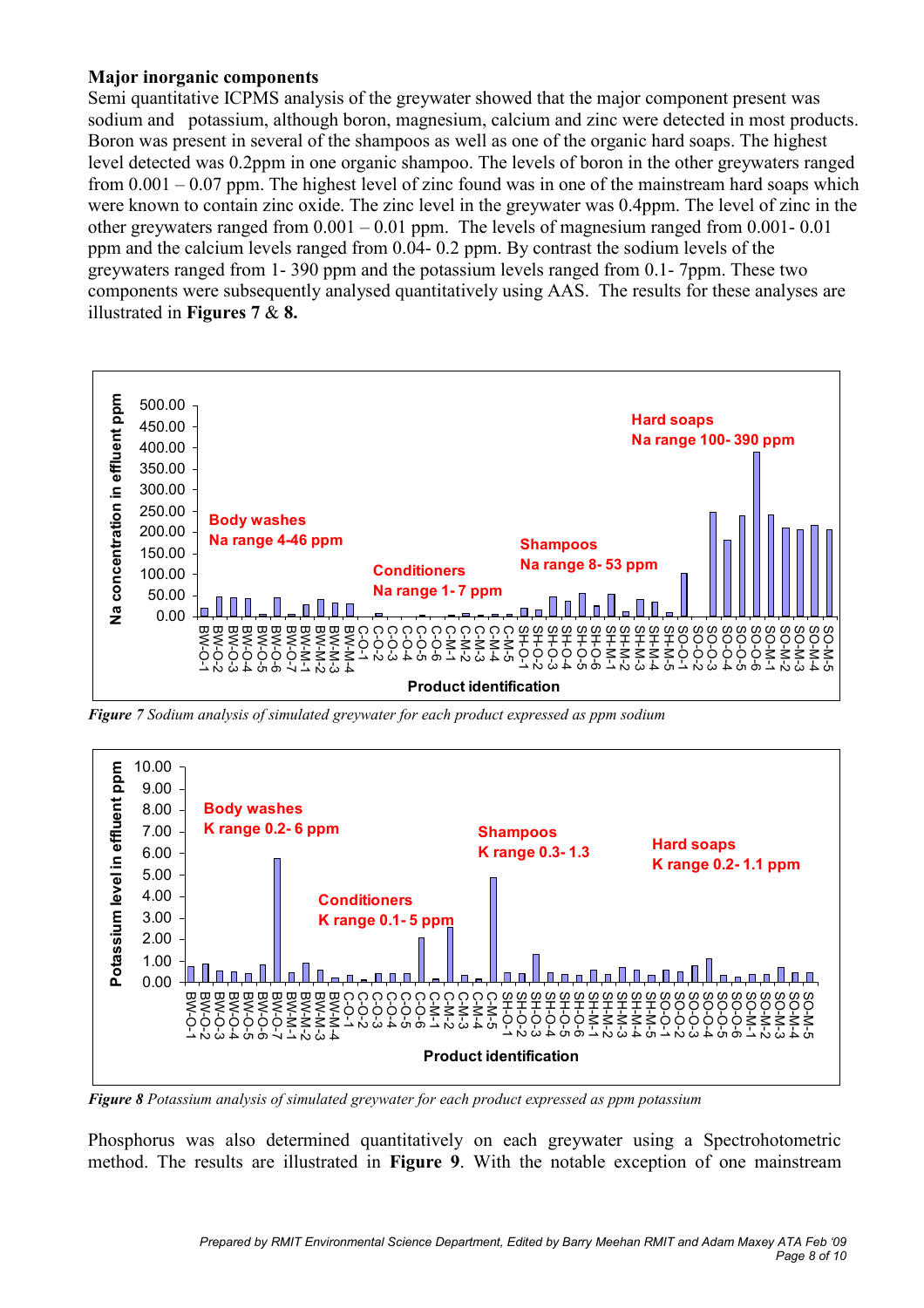**Major inorganic components**

Semi quantitative ICPMS analysis of the greywater showed that the major component present was sodium and potassium, although boron, magnesium, calcium and zinc were detected in most products. Boron was present in several of the shampoos as well as one of the organic hard soaps. The highest level detected was 0.2ppm in one organic shampoo. The levels of boron in the other greywaters ranged from 0.001 – 0.07 ppm. The highest level of zinc found was in one of the mainstream hard soaps which were known to contain zinc oxide. The zinc level in the greywater was 0.4ppm. The level of zinc in the other greywaters ranged from 0.001 – 0.01 ppm. The levels of magnesium ranged from 0.001- 0.01 ppm and the calcium levels ranged from 0.04- 0.2 ppm. By contrast the sodium levels of the greywaters ranged from 1- 390 ppm and the potassium levels ranged from 0.1- 7ppm. These two components were subsequently analysed quantitatively using AAS. The results for these analyses are illustrated in **Figures 7 & 8.**

***Figure** 7 Sodium analysis of simulated greywater for each product expressed as ppm sodium*

***Figure 8** Potassium analysis of simulated greywater for each product expressed as ppm potassium*

Phosphorus was also determined quantitatively on each greywater using a Spectrohotometric method. The results are illustrated in **Figure 9**. With the notable exception of one mainstream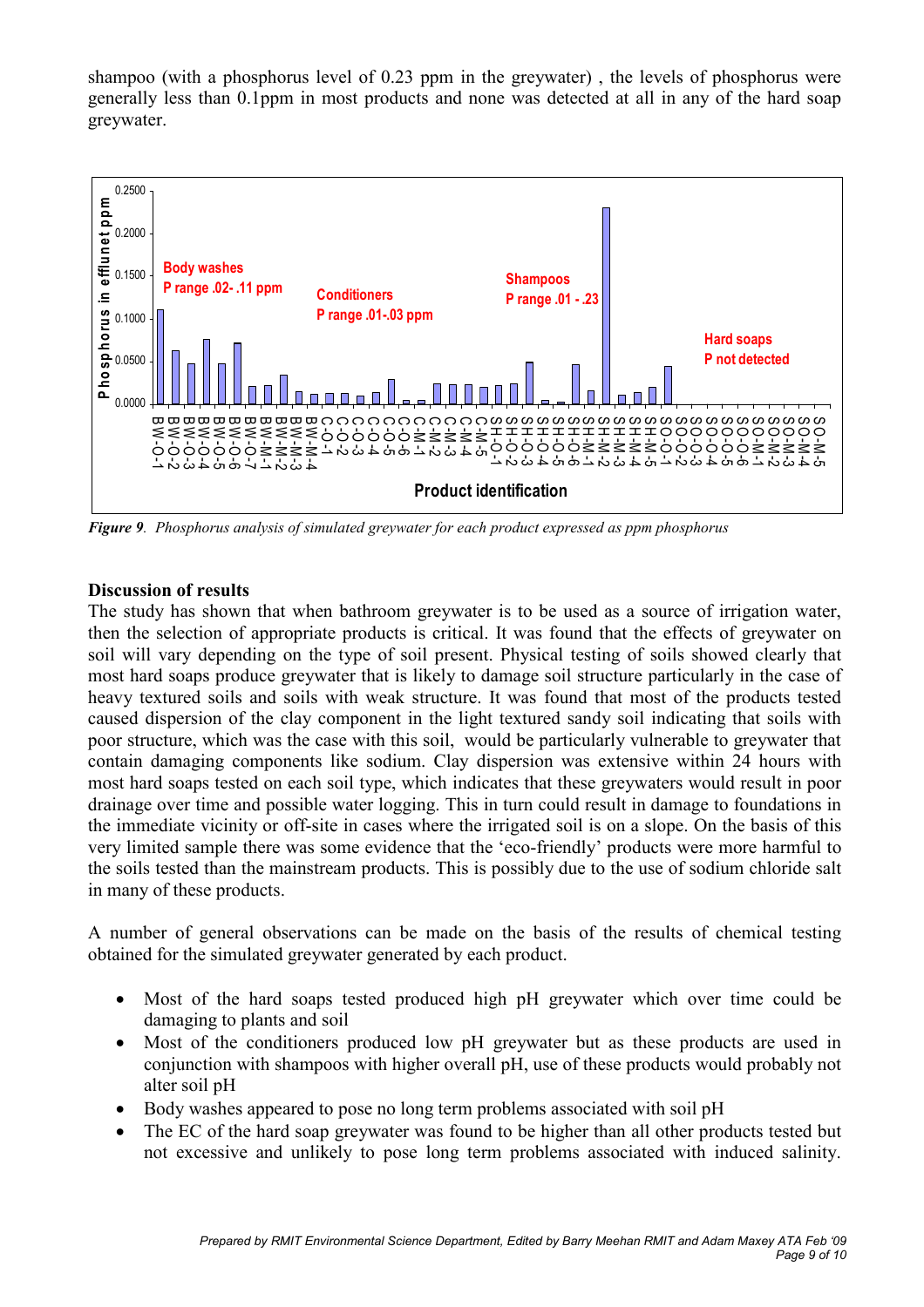shampoo (with a phosphorus level of 0.23 ppm in the greywater) , the levels of phosphorus were generally less than 0.1ppm in most products and none was detected at all in any of the hard soap greywater.

*Figure 9*. *Phosphorus analysis of simulated greywater for each product expressed as ppm phosphorus*

**Discussion of results**

The study has shown that when bathroom greywater is to be used as a source of irrigation water, then the selection of appropriate products is critical. It was found that the effects of greywater on soil will vary depending on the type of soil present. Physical testing of soils showed clearly that most hard soaps produce greywater that is likely to damage soil structure particularly in the case of heavy textured soils and soils with weak structure. It was found that most of the products tested caused dispersion of the clay component in the light textured sandy soil indicating that soils with poor structure, which was the case with this soil, would be particularly vulnerable to greywater that contain damaging components like sodium. Clay dispersion was extensive within 24 hours with most hard soaps tested on each soil type, which indicates that these greywaters would result in poor drainage over time and possible water logging. This in turn could result in damage to foundations in the immediate vicinity or off-site in cases where the irrigated soil is on a slope. On the basis of this very limited sample there was some evidence that the 'eco-friendly' products were more harmful to the soils tested than the mainstream products. This is possibly due to the use of sodium chloride salt in many of these products.

A number of general observations can be made on the basis of the results of chemical testing obtained for the simulated greywater generated by each product.

- Most of the hard soaps tested produced high pH greywater which over time could be damaging to plants and soil
- Most of the conditioners produced low pH greywater but as these products are used in conjunction with shampoos with higher overall pH, use of these products would probably not alter soil pH
- Body washes appeared to pose no long term problems associated with soil pH
- The EC of the hard soap greywater was found to be higher than all other products tested but not excessive and unlikely to pose long term problems associated with induced salinity.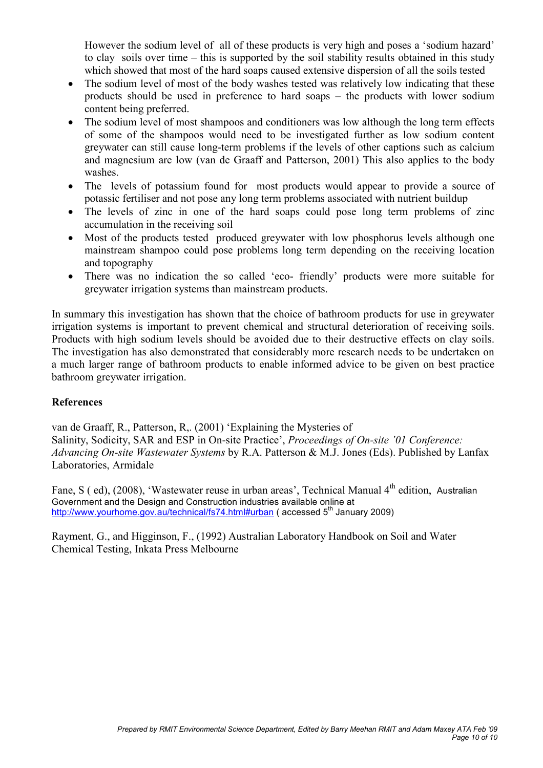However the sodium level of all of these products is very high and poses a 'sodium hazard' to clay soils over time – this is supported by the soil stability results obtained in this study which showed that most of the hard soaps caused extensive dispersion of all the soils tested

- The sodium level of most of the body washes tested was relatively low indicating that these products should be used in preference to hard soaps – the products with lower sodium content being preferred.
- The sodium level of most shampoos and conditioners was low although the long term effects of some of the shampoos would need to be investigated further as low sodium content greywater can still cause long-term problems if the levels of other captions such as calcium and magnesium are low (van de Graaff and Patterson, 2001) This also applies to the body washes.
- The levels of potassium found for most products would appear to provide a source of potassic fertiliser and not pose any long term problems associated with nutrient buildup
- The levels of zinc in one of the hard soaps could pose long term problems of zinc accumulation in the receiving soil
- Most of the products tested produced greywater with low phosphorus levels although one mainstream shampoo could pose problems long term depending on the receiving location and topography
- There was no indication the so called 'eco- friendly' products were more suitable for greywater irrigation systems than mainstream products.

In summary this investigation has shown that the choice of bathroom products for use in greywater irrigation systems is important to prevent chemical and structural deterioration of receiving soils. Products with high sodium levels should be avoided due to their destructive effects on clay soils. The investigation has also demonstrated that considerably more research needs to be undertaken on a much larger range of bathroom products to enable informed advice to be given on best practice bathroom greywater irrigation.

**References**

van de Graaff, R., Patterson, R,. (2001) 'Explaining the Mysteries of Salinity, Sodicity, SAR and ESP in On-site Practice', *Proceedings of On-site '01 Conference: Advancing On-site Wastewater Systems* by R.A. Patterson & M.J. Jones (Eds). Published by Lanfax Laboratories, Armidale

Fane, S ( ed), (2008), 'Wastewater reuse in urban areas', Technical Manual 4th edition, Australian Government and the Design and Construction industries available online at http://www.yourhome.gov.au/technical/fs74.html#urban ( accessed 5th January 2009)

Rayment, G., and Higginson, F., (1992) Australian Laboratory Handbook on Soil and Water Chemical Testing, Inkata Press Melbourne

*Prepared by RMIT Environmental Science Department, Edited by Barry Meehan RMIT and Adam Maxey ATA Feb '09*